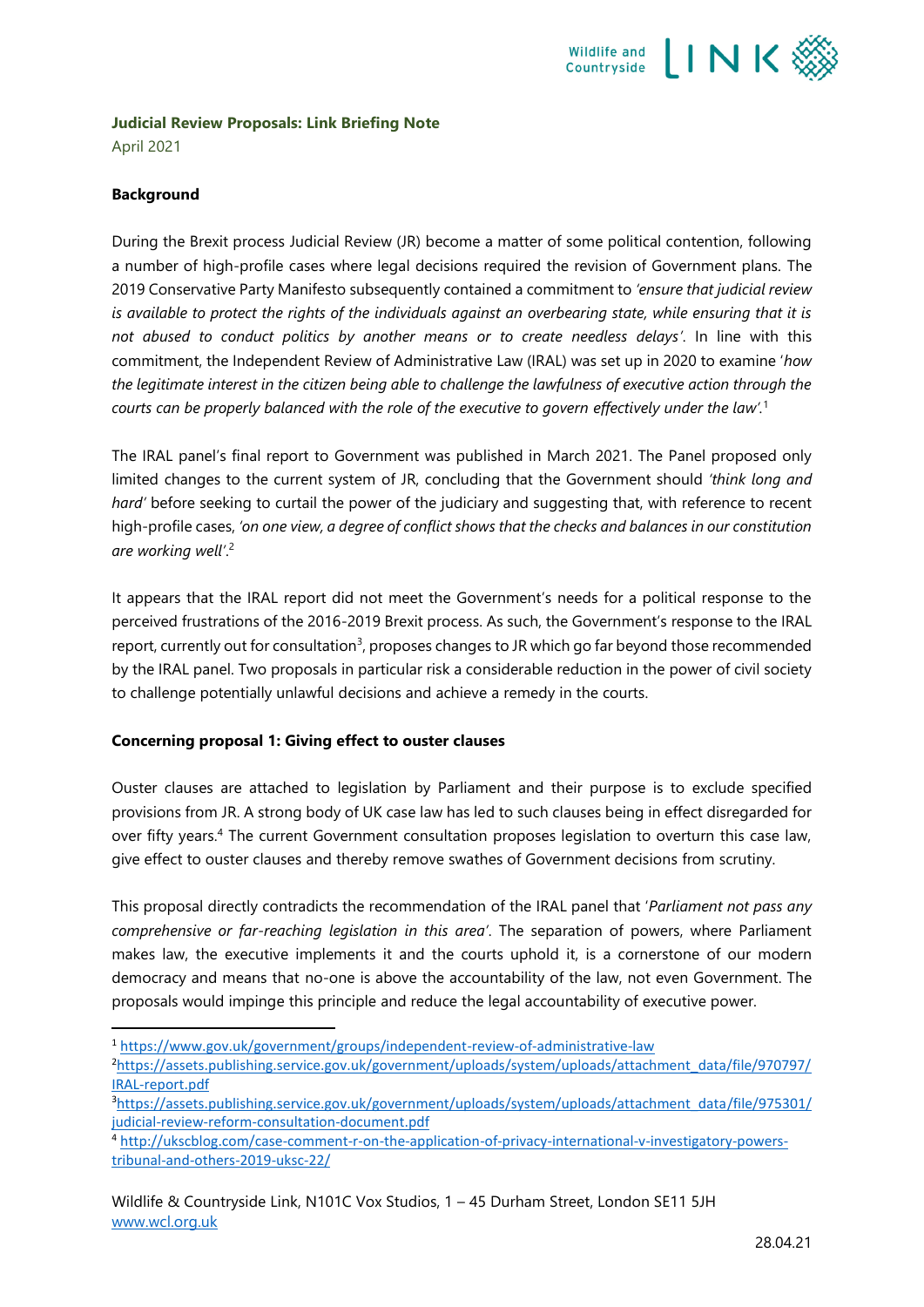**Judicial Review Proposals: Link Briefing Note**

April 2021

**Background**

During the Brexit process Judicial Review (JR) become a matter of some political contention, following a number of high-profile cases where legal decisions required the revision of Government plans. The 2019 Conservative Party Manifesto subsequently contained a commitment to *'ensure that judicial review is available to protect the rights of the individuals against an overbearing state, while ensuring that it is not abused to conduct politics by another means or to create needless delays'*. In line with this commitment, the Independent Review of Administrative Law (IRAL) was set up in 2020 to examine '*how the legitimate interest in the citizen being able to challenge the lawfulness of executive action through the courts can be properly balanced with the role of the executive to govern effectively under the law*'.[1]

The IRAL panel's final report to Government was published in March 2021. The Panel proposed only limited changes to the current system of JR, concluding that the Government should *'think long and hard'* before seeking to curtail the power of the judiciary and suggesting that, with reference to recent high-profile cases, *'on one view, a degree of conflict shows that the checks and balances in our constitution are working well'*.[2]

It appears that the IRAL report did not meet the Government's needs for a political response to the perceived frustrations of the 2016-2019 Brexit process. As such, the Government's response to the IRAL report, currently out for consultation[3], proposes changes to JR which go far beyond those recommended by the IRAL panel. Two proposals in particular risk a considerable reduction in the power of civil society to challenge potentially unlawful decisions and achieve a remedy in the courts.

**Concerning proposal 1: Giving effect to ouster clauses**

Ouster clauses are attached to legislation by Parliament and their purpose is to exclude specified provisions from JR. A strong body of UK case law has led to such clauses being in effect disregarded for over fifty years.[4] The current Government consultation proposes legislation to overturn this case law, give effect to ouster clauses and thereby remove swathes of Government decisions from scrutiny.

This proposal directly contradicts the recommendation of the IRAL panel that '*Parliament not pass any comprehensive or far-reaching legislation in this area*'. The separation of powers, where Parliament makes law, the executive implements it and the courts uphold it, is a cornerstone of our modern democracy and means that no-one is above the accountability of the law, not even Government. The proposals would impinge this principle and reduce the legal accountability of executive power.

---

[1] https://www.gov.uk/government/groups/independent-review-of-administrative-law

[2] https://assets.publishing.service.gov.uk/government/uploads/system/uploads/attachment_data/file/970797/IRAL-report.pdf

[3] https://assets.publishing.service.gov.uk/government/uploads/system/uploads/attachment_data/file/975301/judicial-review-reform-consultation-document.pdf

[4] http://ukscblog.com/case-comment-r-on-the-application-of-privacy-international-v-investigatory-powers-tribunal-and-others-2019-uksc-22/

Wildlife & Countryside Link, N101C Vox Studios, 1 – 45 Durham Street, London SE11 5JH
www.wcl.org.uk

28.04.21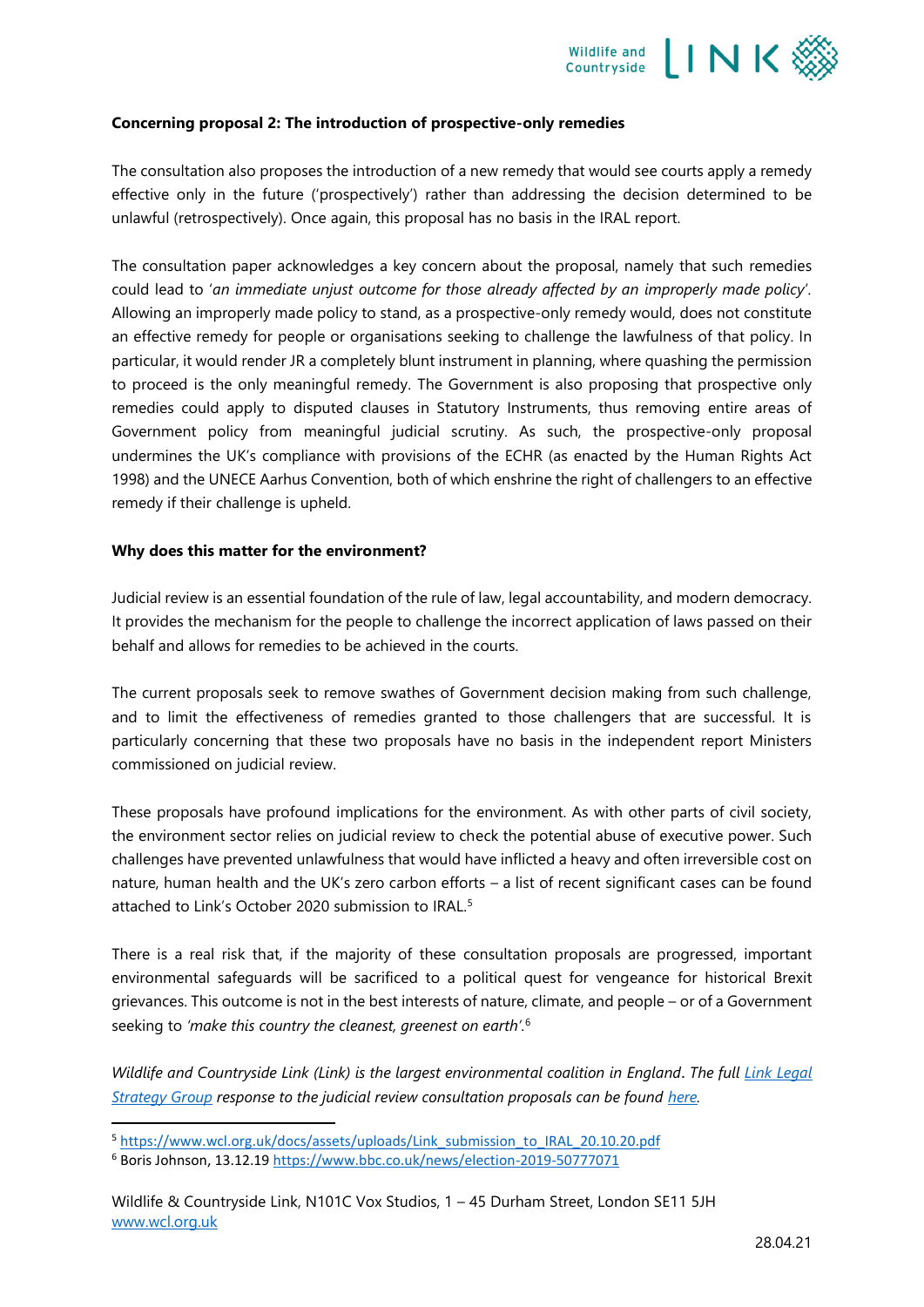**Concerning proposal 2: The introduction of prospective-only remedies**

The consultation also proposes the introduction of a new remedy that would see courts apply a remedy effective only in the future ('prospectively') rather than addressing the decision determined to be unlawful (retrospectively). Once again, this proposal has no basis in the IRAL report.

The consultation paper acknowledges a key concern about the proposal, namely that such remedies could lead to '*an immediate unjust outcome for those already affected by an improperly made policy*'. Allowing an improperly made policy to stand, as a prospective-only remedy would, does not constitute an effective remedy for people or organisations seeking to challenge the lawfulness of that policy. In particular, it would render JR a completely blunt instrument in planning, where quashing the permission to proceed is the only meaningful remedy. The Government is also proposing that prospective only remedies could apply to disputed clauses in Statutory Instruments, thus removing entire areas of Government policy from meaningful judicial scrutiny. As such, the prospective-only proposal undermines the UK's compliance with provisions of the ECHR (as enacted by the Human Rights Act 1998) and the UNECE Aarhus Convention, both of which enshrine the right of challengers to an effective remedy if their challenge is upheld.

**Why does this matter for the environment?**

Judicial review is an essential foundation of the rule of law, legal accountability, and modern democracy. It provides the mechanism for the people to challenge the incorrect application of laws passed on their behalf and allows for remedies to be achieved in the courts.

The current proposals seek to remove swathes of Government decision making from such challenge, and to limit the effectiveness of remedies granted to those challengers that are successful. It is particularly concerning that these two proposals have no basis in the independent report Ministers commissioned on judicial review.

These proposals have profound implications for the environment. As with other parts of civil society, the environment sector relies on judicial review to check the potential abuse of executive power. Such challenges have prevented unlawfulness that would have inflicted a heavy and often irreversible cost on nature, human health and the UK's zero carbon efforts – a list of recent significant cases can be found attached to Link's October 2020 submission to IRAL.[5]

There is a real risk that, if the majority of these consultation proposals are progressed, important environmental safeguards will be sacrificed to a political quest for vengeance for historical Brexit grievances. This outcome is not in the best interests of nature, climate, and people – or of a Government seeking to *'make this country the cleanest, greenest on earth'*.[6]

*Wildlife and Countryside Link (Link) is the largest environmental coalition in England. The full Link Legal Strategy Group response to the judicial review consultation proposals can be found here.*

---

[5] https://www.wcl.org.uk/docs/assets/uploads/Link_submission_to_IRAL_20.10.20.pdf

[6] Boris Johnson, 13.12.19 https://www.bbc.co.uk/news/election-2019-50777071

Wildlife & Countryside Link, N101C Vox Studios, 1 – 45 Durham Street, London SE11 5JH
www.wcl.org.uk

28.04.21